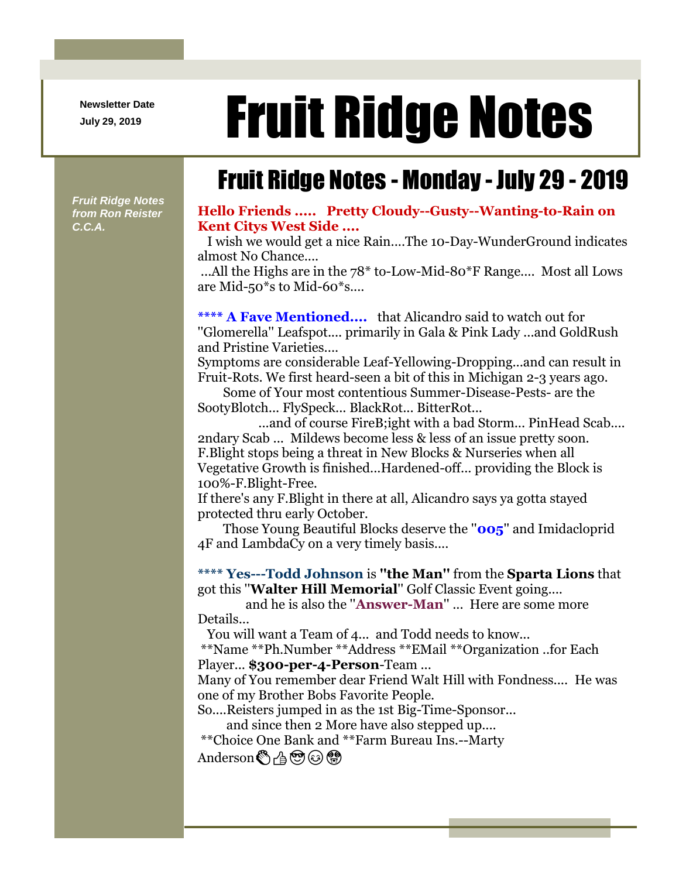Newsletter Date

July 29, 2019

# Fruit Ridge Notes

*Fruit Ridge Notes from Ron Reister C.C.A.*

## Fruit Ridge Notes - Monday - July 29 - 2019

**Hello Friends ..... Pretty Cloudy--Gusty--Wanting-to-Rain on Kent Citys West Side ....**

I wish we would get a nice Rain....The 10-Day-WunderGround indicates almost No Chance....

...All the Highs are in the 78* to-Low-Mid-80*F Range.... Most all Lows are Mid-50*s to Mid-60*s....

**\*\*\*\* A Fave Mentioned....** that Alicandro said to watch out for "Glomerella" Leafspot.... primarily in Gala & Pink Lady ...and GoldRush and Pristine Varieties....

Symptoms are considerable Leaf-Yellowing-Dropping...and can result in Fruit-Rots. We first heard-seen a bit of this in Michigan 2-3 years ago.

Some of Your most contentious Summer-Disease-Pests- are the SootyBlotch... FlySpeck... BlackRot... BitterRot...

...and of course FireB;ight with a bad Storm... PinHead Scab.... 2ndary Scab ... Mildews become less & less of an issue pretty soon. F.Blight stops being a threat in New Blocks & Nurseries when all Vegetative Growth is finished...Hardened-off... providing the Block is 100%-F.Blight-Free.

If there's any F.Blight in there at all, Alicandro says ya gotta stayed protected thru early October.

Those Young Beautiful Blocks deserve the "**005**" and Imidacloprid 4F and LambdaCy on a very timely basis....

**\*\*\*\* Yes---Todd Johnson** is **"the Man"** from the **Sparta Lions** that got this "**Walter Hill Memorial**" Golf Classic Event going....

and he is also the "**Answer-Man**" ... Here are some more Details...

You will want a Team of 4... and Todd needs to know...

\*\*Name \*\*Ph.Number \*\*Address \*\*EMail \*\*Organization ..for Each Player... **$300-per-4-Person**-Team ...

Many of You remember dear Friend Walt Hill with Fondness.... He was one of my Brother Bobs Favorite People.

So....Reisters jumped in as the 1st Big-Time-Sponsor...

and since then 2 More have also stepped up....

\*\*Choice One Bank and \*\*Farm Bureau Ins.--Marty Anderson👏👍😎😋🤩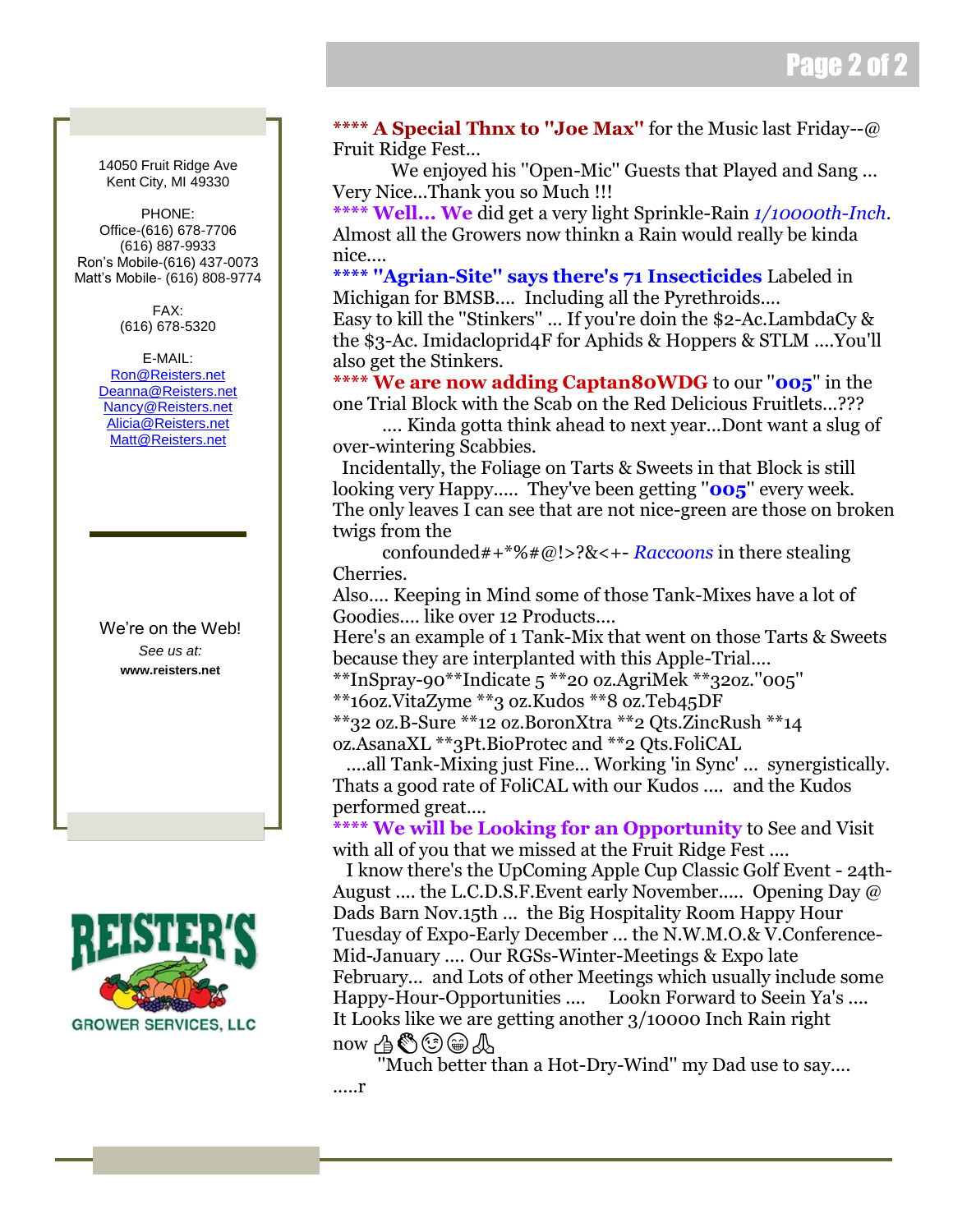14050 Fruit Ridge Ave
Kent City, MI 49330

PHONE:
Office-(616) 678-7706
(616) 887-9933
Ron's Mobile-(616) 437-0073
Matt's Mobile- (616) 808-9774

FAX:
(616) 678-5320

E-MAIL:
Ron@Reisters.net
Deanna@Reisters.net
Nancy@Reisters.net
Alicia@Reisters.net
Matt@Reisters.net

We're on the Web!
*See us at:*
**www.reisters.net**

REISTER'S
GROWER SERVICES, LLC

**\*\*\*\* A Special Thnx to "Joe Max"** for the Music last Friday--@ Fruit Ridge Fest...
We enjoyed his "Open-Mic" Guests that Played and Sang ... Very Nice...Thank you so Much !!!
**\*\*\*\* Well... We** did get a very light Sprinkle-Rain *1/10000th-Inch*. Almost all the Growers now thinkn a Rain would really be kinda nice....
**\*\*\*\* "Agrian-Site" says there's 71 Insecticides** Labeled in Michigan for BMSB.... Including all the Pyrethroids....
Easy to kill the "Stinkers" ... If you're doin the $2-Ac.LambdaCy & the $3-Ac. Imidacloprid4F for Aphids & Hoppers & STLM ....You'll also get the Stinkers.
**\*\*\*\* We are now adding Captan80WDG** to our "**005**" in the one Trial Block with the Scab on the Red Delicious Fruitlets...???
.... Kinda gotta think ahead to next year...Dont want a slug of over-wintering Scabbies.
Incidentally, the Foliage on Tarts & Sweets in that Block is still looking very Happy..... They've been getting "**005**" every week. The only leaves I can see that are not nice-green are those on broken twigs from the
confounded#+*%#@!>?&<+- *Raccoons* in there stealing Cherries.
Also.... Keeping in Mind some of those Tank-Mixes have a lot of Goodies.... like over 12 Products....
Here's an example of 1 Tank-Mix that went on those Tarts & Sweets because they are interplanted with this Apple-Trial....
\*\*InSpray-90\*\*Indicate 5 \*\*20 oz.AgriMek \*\*32oz."005"
\*\*16oz.VitaZyme \*\*3 oz.Kudos \*\*8 oz.Teb45DF
\*\*32 oz.B-Sure \*\*12 oz.BoronXtra \*\*2 Qts.ZincRush \*\*14 oz.AsanaXL \*\*3Pt.BioProtec and \*\*2 Qts.FoliCAL
....all Tank-Mixing just Fine... Working 'in Sync' ... synergistically. Thats a good rate of FoliCAL with our Kudos .... and the Kudos performed great....
**\*\*\*\* We will be Looking for an Opportunity** to See and Visit with all of you that we missed at the Fruit Ridge Fest ....
I know there's the UpComing Apple Cup Classic Golf Event - 24th-August .... the L.C.D.S.F.Event early November..... Opening Day @ Dads Barn Nov.15th ... the Big Hospitality Room Happy Hour Tuesday of Expo-Early December ... the N.W.M.O.& V.Conference-Mid-January .... Our RGSs-Winter-Meetings & Expo late February... and Lots of other Meetings which usually include some Happy-Hour-Opportunities .... Lookn Forward to Seein Ya's .... It Looks like we are getting another 3/10000 Inch Rain right now 👍👏😉😁🙏
"Much better than a Hot-Dry-Wind" my Dad use to say....
.....r